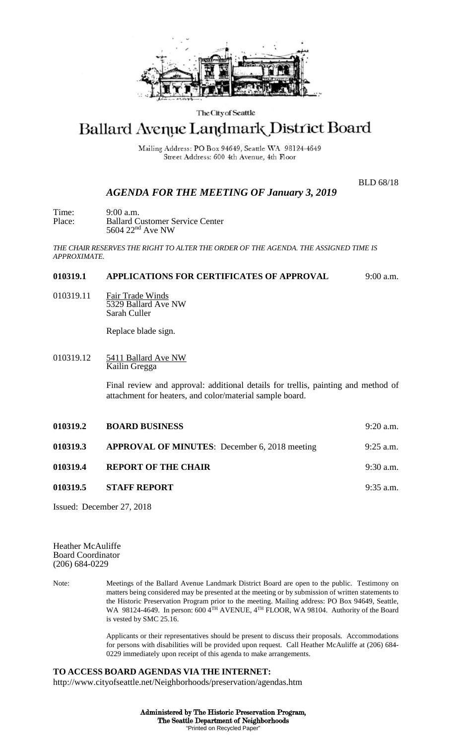The City of Seattle

# Ballard Avenue Landmark District Board

Mailing Address: PO Box 94649, Seattle WA 98124-4649
Street Address: 600 4th Avenue, 4th Floor

BLD 68/18

## *AGENDA FOR THE MEETING OF January 3, 2019*

Time: 9:00 a.m.
Place: Ballard Customer Service Center
5604 22nd Ave NW

*THE CHAIR RESERVES THE RIGHT TO ALTER THE ORDER OF THE AGENDA. THE ASSIGNED TIME IS APPROXIMATE.*

**010319.1 APPLICATIONS FOR CERTIFICATES OF APPROVAL** 9:00 a.m.

010319.11 Fair Trade Winds
5329 Ballard Ave NW
Sarah Culler

Replace blade sign.

010319.12 5411 Ballard Ave NW
Kailin Gregga

Final review and approval: additional details for trellis, painting and method of attachment for heaters, and color/material sample board.

**010319.2 BOARD BUSINESS** 9:20 a.m.

**010319.3 APPROVAL OF MINUTES**: December 6, 2018 meeting 9:25 a.m.

**010319.4 REPORT OF THE CHAIR** 9:30 a.m.

**010319.5 STAFF REPORT** 9:35 a.m.

Issued: December 27, 2018

Heather McAuliffe
Board Coordinator
(206) 684-0229

Note: Meetings of the Ballard Avenue Landmark District Board are open to the public. Testimony on matters being considered may be presented at the meeting or by submission of written statements to the Historic Preservation Program prior to the meeting. Mailing address: PO Box 94649, Seattle, WA 98124-4649. In person: 600 4TH AVENUE, 4TH FLOOR, WA 98104. Authority of the Board is vested by SMC 25.16.

Applicants or their representatives should be present to discuss their proposals. Accommodations for persons with disabilities will be provided upon request. Call Heather McAuliffe at (206) 684-0229 immediately upon receipt of this agenda to make arrangements.

**TO ACCESS BOARD AGENDAS VIA THE INTERNET:**
http://www.cityofseattle.net/Neighborhoods/preservation/agendas.htm

**Administered by The Historic Preservation Program,**
**The Seattle Department of Neighborhoods**
"Printed on Recycled Paper"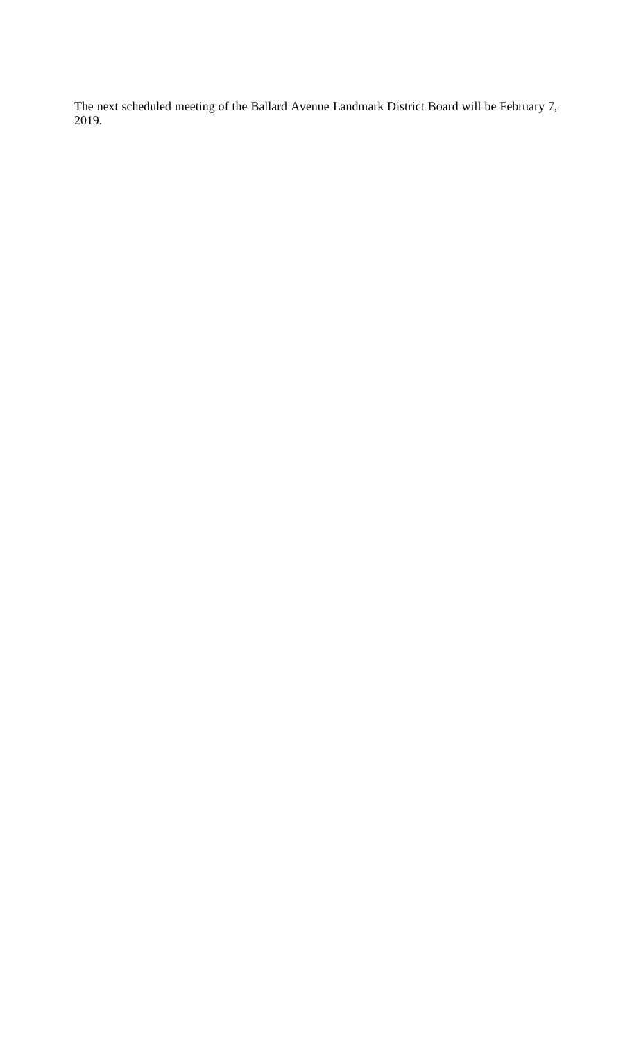The next scheduled meeting of the Ballard Avenue Landmark District Board will be February 7, 2019.